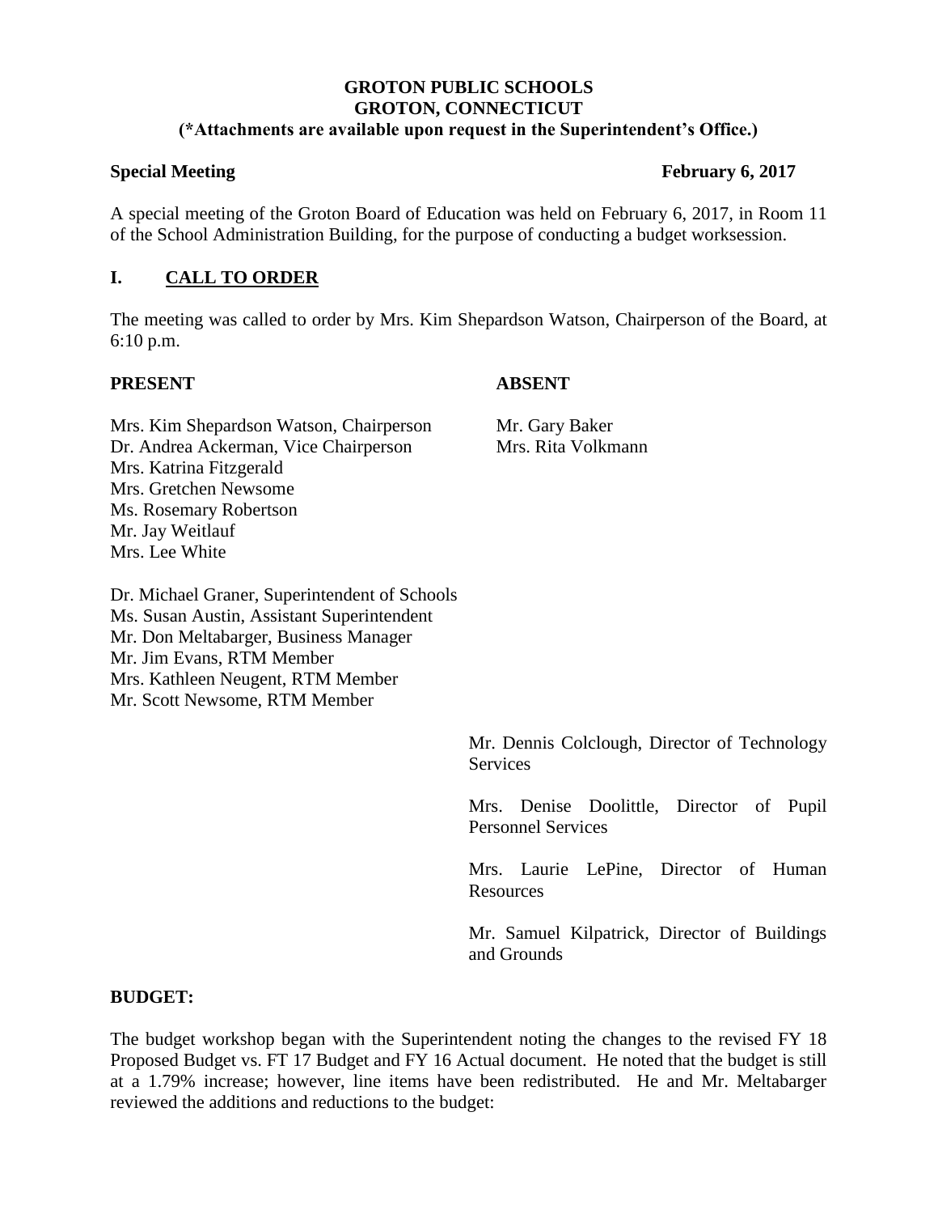**GROTON PUBLIC SCHOOLS**
**GROTON, CONNECTICUT**
**(*Attachments are available upon request in the Superintendent's Office.)**

**Special Meeting** **February 6, 2017**

A special meeting of the Groton Board of Education was held on February 6, 2017, in Room 11 of the School Administration Building, for the purpose of conducting a budget worksession.

## I. CALL TO ORDER

The meeting was called to order by Mrs. Kim Shepardson Watson, Chairperson of the Board, at 6:10 p.m.

**PRESENT**

Mrs. Kim Shepardson Watson, Chairperson
Dr. Andrea Ackerman, Vice Chairperson
Mrs. Katrina Fitzgerald
Mrs. Gretchen Newsome
Ms. Rosemary Robertson
Mr. Jay Weitlauf
Mrs. Lee White

Dr. Michael Graner, Superintendent of Schools
Ms. Susan Austin, Assistant Superintendent
Mr. Don Meltabarger, Business Manager
Mr. Jim Evans, RTM Member
Mrs. Kathleen Neugent, RTM Member
Mr. Scott Newsome, RTM Member

Mr. Dennis Colclough, Director of Technology Services

Mrs. Denise Doolittle, Director of Pupil Personnel Services

Mrs. Laurie LePine, Director of Human Resources

Mr. Samuel Kilpatrick, Director of Buildings and Grounds

**ABSENT**

Mr. Gary Baker
Mrs. Rita Volkmann

**BUDGET:**

The budget workshop began with the Superintendent noting the changes to the revised FY 18 Proposed Budget vs. FT 17 Budget and FY 16 Actual document. He noted that the budget is still at a 1.79% increase; however, line items have been redistributed. He and Mr. Meltabarger reviewed the additions and reductions to the budget: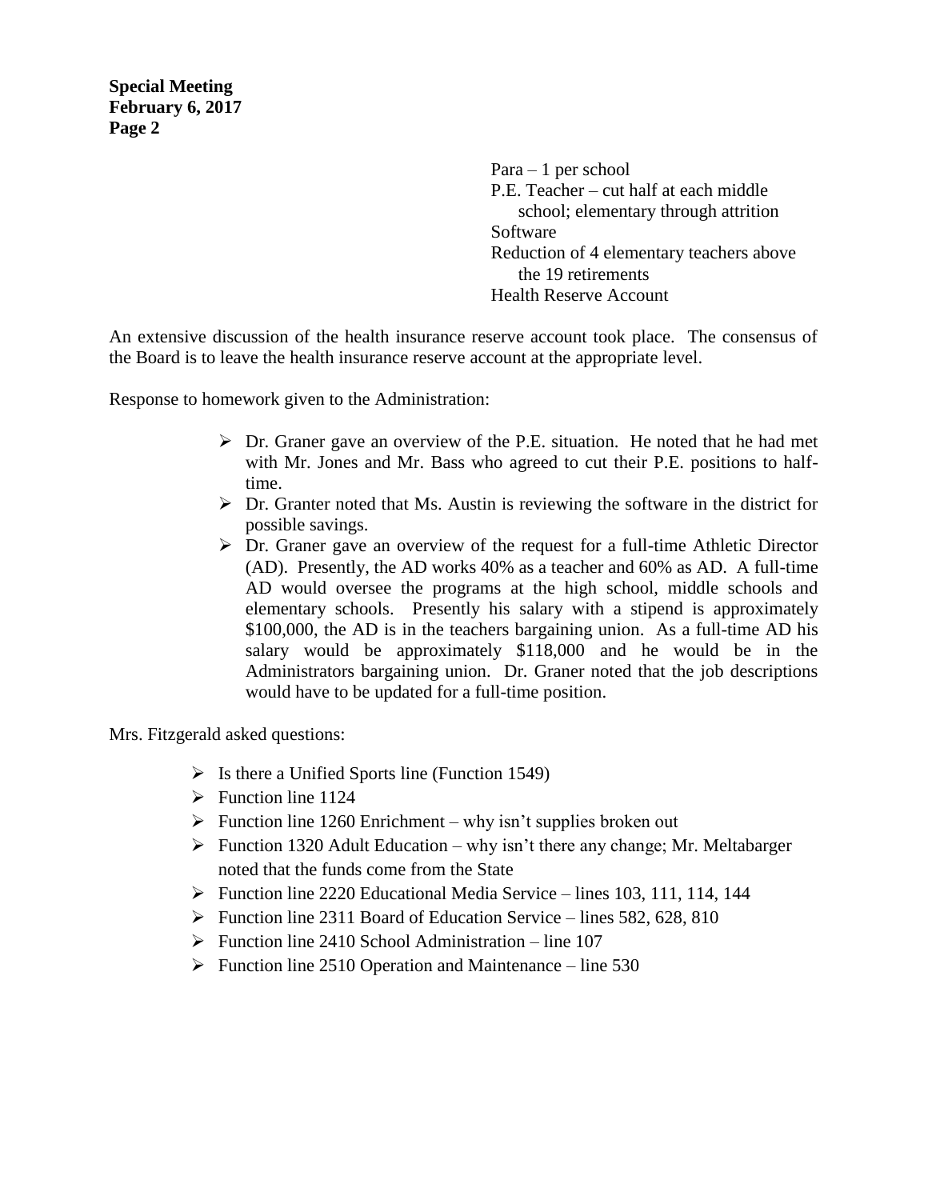Para – 1 per school
P.E. Teacher – cut half at each middle school; elementary through attrition
Software
Reduction of 4 elementary teachers above the 19 retirements
Health Reserve Account

An extensive discussion of the health insurance reserve account took place. The consensus of the Board is to leave the health insurance reserve account at the appropriate level.

Response to homework given to the Administration:

- Dr. Graner gave an overview of the P.E. situation. He noted that he had met with Mr. Jones and Mr. Bass who agreed to cut their P.E. positions to half-time.
- Dr. Granter noted that Ms. Austin is reviewing the software in the district for possible savings.
- Dr. Graner gave an overview of the request for a full-time Athletic Director (AD). Presently, the AD works 40% as a teacher and 60% as AD. A full-time AD would oversee the programs at the high school, middle schools and elementary schools. Presently his salary with a stipend is approximately $100,000, the AD is in the teachers bargaining union. As a full-time AD his salary would be approximately $118,000 and he would be in the Administrators bargaining union. Dr. Graner noted that the job descriptions would have to be updated for a full-time position.

Mrs. Fitzgerald asked questions:

- Is there a Unified Sports line (Function 1549)
- Function line 1124
- Function line 1260 Enrichment – why isn't supplies broken out
- Function 1320 Adult Education – why isn't there any change; Mr. Meltabarger noted that the funds come from the State
- Function line 2220 Educational Media Service – lines 103, 111, 114, 144
- Function line 2311 Board of Education Service – lines 582, 628, 810
- Function line 2410 School Administration – line 107
- Function line 2510 Operation and Maintenance – line 530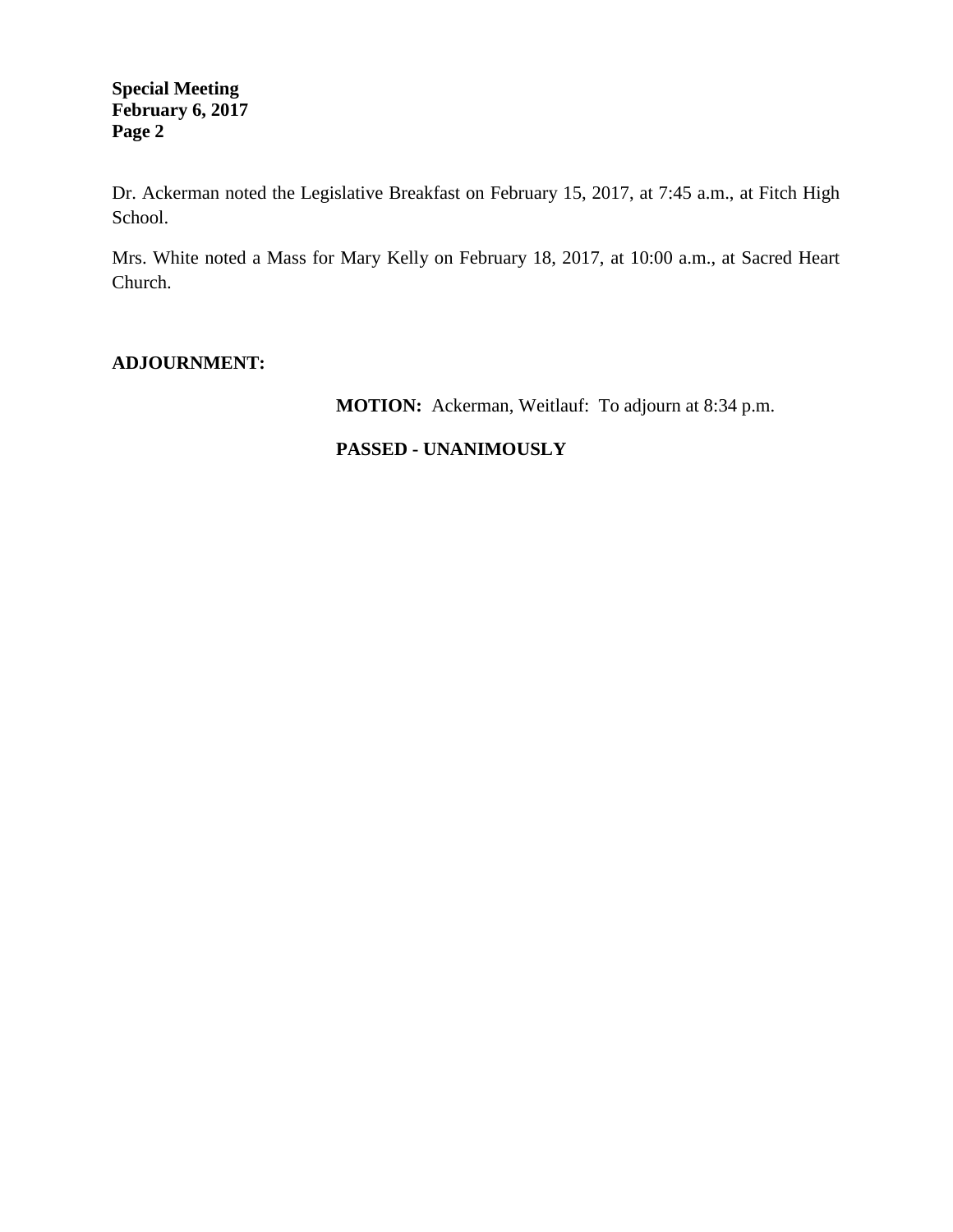Dr. Ackerman noted the Legislative Breakfast on February 15, 2017, at 7:45 a.m., at Fitch High School.

Mrs. White noted a Mass for Mary Kelly on February 18, 2017, at 10:00 a.m., at Sacred Heart Church.

**ADJOURNMENT:**

**MOTION:** Ackerman, Weitlauf: To adjourn at 8:34 p.m.

**PASSED - UNANIMOUSLY**